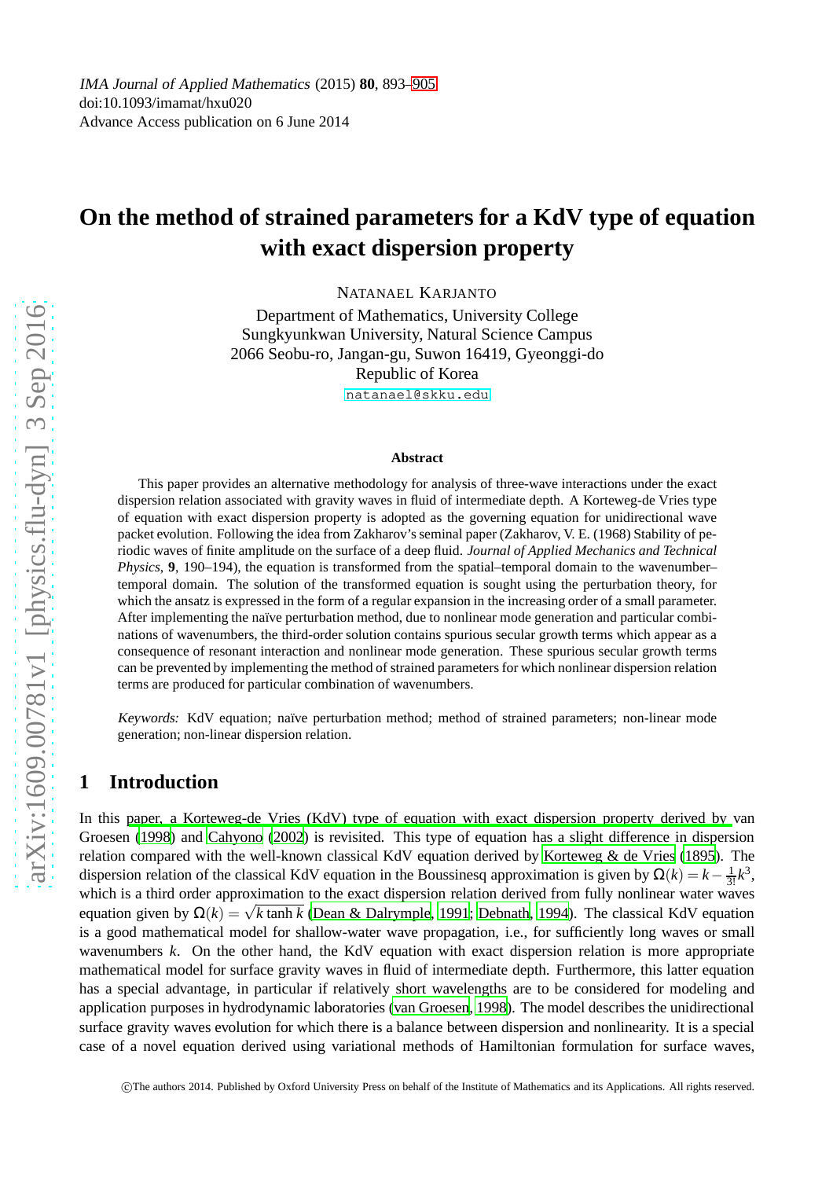IMA Journal of Applied Mathematics (2015) **80**, 893–905
doi:10.1093/imamat/hxu020
Advance Access publication on 6 June 2014

# On the method of strained parameters for a KdV type of equation with exact dispersion property

NATANAEL KARJANTO

Department of Mathematics, University College
Sungkyunkwan University, Natural Science Campus
2066 Seobu-ro, Jangan-gu, Suwon 16419, Gyeonggi-do
Republic of Korea
natanael@skku.edu

### Abstract

This paper provides an alternative methodology for analysis of three-wave interactions under the exact dispersion relation associated with gravity waves in fluid of intermediate depth. A Korteweg-de Vries type of equation with exact dispersion property is adopted as the governing equation for unidirectional wave packet evolution. Following the idea from Zakharov's seminal paper (Zakharov, V. E. (1968) Stability of periodic waves of finite amplitude on the surface of a deep fluid. *Journal of Applied Mechanics and Technical Physics*, **9**, 190–194), the equation is transformed from the spatial–temporal domain to the wavenumber–temporal domain. The solution of the transformed equation is sought using the perturbation theory, for which the ansatz is expressed in the form of a regular expansion in the increasing order of a small parameter. After implementing the naïve perturbation method, due to nonlinear mode generation and particular combinations of wavenumbers, the third-order solution contains spurious secular growth terms which appear as a consequence of resonant interaction and nonlinear mode generation. These spurious secular growth terms can be prevented by implementing the method of strained parameters for which nonlinear dispersion relation terms are produced for particular combination of wavenumbers.

*Keywords:* KdV equation; naïve perturbation method; method of strained parameters; non-linear mode generation; non-linear dispersion relation.

## 1 Introduction

In this paper, a Korteweg-de Vries (KdV) type of equation with exact dispersion property derived by van Groesen (1998) and Cahyono (2002) is revisited. This type of equation has a slight difference in dispersion relation compared with the well-known classical KdV equation derived by Korteweg & de Vries (1895). The dispersion relation of the classical KdV equation in the Boussinesq approximation is given by $\Omega(k) = k - \frac{1}{3!}k^3$, which is a third order approximation to the exact dispersion relation derived from fully nonlinear water waves equation given by $\Omega(k) = \sqrt{k \tanh k}$ (Dean & Dalrymple, 1991; Debnath, 1994). The classical KdV equation is a good mathematical model for shallow-water wave propagation, i.e., for sufficiently long waves or small wavenumbers $k$. On the other hand, the KdV equation with exact dispersion relation is more appropriate mathematical model for surface gravity waves in fluid of intermediate depth. Furthermore, this latter equation has a special advantage, in particular if relatively short wavelengths are to be considered for modeling and application purposes in hydrodynamic laboratories (van Groesen, 1998). The model describes the unidirectional surface gravity waves evolution for which there is a balance between dispersion and nonlinearity. It is a special case of a novel equation derived using variational methods of Hamiltonian formulation for surface waves,

©The authors 2014. Published by Oxford University Press on behalf of the Institute of Mathematics and its Applications. All rights reserved.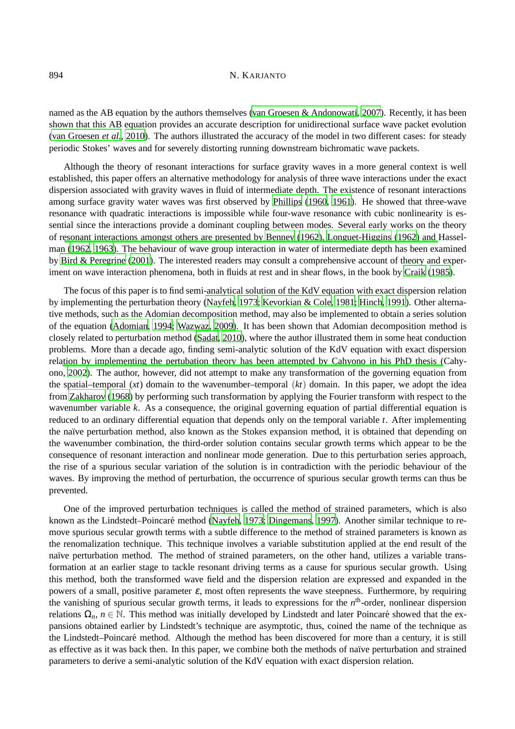named as the AB equation by the authors themselves (van Groesen & Andonowati, 2007). Recently, it has been shown that this AB equation provides an accurate description for unidirectional surface wave packet evolution (van Groesen *et al.*, 2010). The authors illustrated the accuracy of the model in two different cases: for steady periodic Stokes' waves and for severely distorting running downstream bichromatic wave packets.

Although the theory of resonant interactions for surface gravity waves in a more general context is well established, this paper offers an alternative methodology for analysis of three wave interactions under the exact dispersion associated with gravity waves in fluid of intermediate depth. The existence of resonant interactions among surface gravity water waves was first observed by Phillips (1960, 1961). He showed that three-wave resonance with quadratic interactions is impossible while four-wave resonance with cubic nonlinearity is essential since the interactions provide a dominant coupling between modes. Several early works on the theory of resonant interactions amongst others are presented by Benney (1962), Longuet-Higgins (1962) and Hasselman (1962, 1963). The behaviour of wave group interaction in water of intermediate depth has been examined by Bird & Peregrine (2001). The interested readers may consult a comprehensive account of theory and experiment on wave interaction phenomena, both in fluids at rest and in shear flows, in the book by Craik (1985).

The focus of this paper is to find semi-analytical solution of the KdV equation with exact dispersion relation by implementing the perturbation theory (Nayfeh, 1973; Kevorkian & Cole, 1981; Hinch, 1991). Other alternative methods, such as the Adomian decomposition method, may also be implemented to obtain a series solution of the equation (Adomian, 1994; Wazwaz, 2009). It has been shown that Adomian decomposition method is closely related to perturbation method (Sadat, 2010), where the author illustrated them in some heat conduction problems. More than a decade ago, finding semi-analytic solution of the KdV equation with exact dispersion relation by implementing the pertubation theory has been attempted by Cahyono in his PhD thesis (Cahyono, 2002). The author, however, did not attempt to make any transformation of the governing equation from the spatial–temporal $(xt)$ domain to the wavenumber–temporal $(kt)$ domain. In this paper, we adopt the idea from Zakharov (1968) by performing such transformation by applying the Fourier transform with respect to the wavenumber variable $k$. As a consequence, the original governing equation of partial differential equation is reduced to an ordinary differential equation that depends only on the temporal variable $t$. After implementing the naïve perturbation method, also known as the Stokes expansion method, it is obtained that depending on the wavenumber combination, the third-order solution contains secular growth terms which appear to be the consequence of resonant interaction and nonlinear mode generation. Due to this perturbation series approach, the rise of a spurious secular variation of the solution is in contradiction with the periodic behaviour of the waves. By improving the method of perturbation, the occurrence of spurious secular growth terms can thus be prevented.

One of the improved perturbation techniques is called the method of strained parameters, which is also known as the Lindstedt–Poincaré method (Nayfeh, 1973; Dingemans, 1997). Another similar technique to remove spurious secular growth terms with a subtle difference to the method of strained parameters is known as the renomalization technique. This technique involves a variable substitution applied at the end result of the naïve perturbation method. The method of strained parameters, on the other hand, utilizes a variable transformation at an earlier stage to tackle resonant driving terms as a cause for spurious secular growth. Using this method, both the transformed wave field and the dispersion relation are expressed and expanded in the powers of a small, positive parameter $\varepsilon$, most often represents the wave steepness. Furthermore, by requiring the vanishing of spurious secular growth terms, it leads to expressions for the $n^{\text{th}}$-order, nonlinear dispersion relations $\Omega_n$, $n \in \mathbb{N}$. This method was initially developed by Lindstedt and later Poincaré showed that the expansions obtained earlier by Lindstedt's technique are asymptotic, thus, coined the name of the technique as the Lindstedt–Poincaré method. Although the method has been discovered for more than a century, it is still as effective as it was back then. In this paper, we combine both the methods of naïve perturbation and strained parameters to derive a semi-analytic solution of the KdV equation with exact dispersion relation.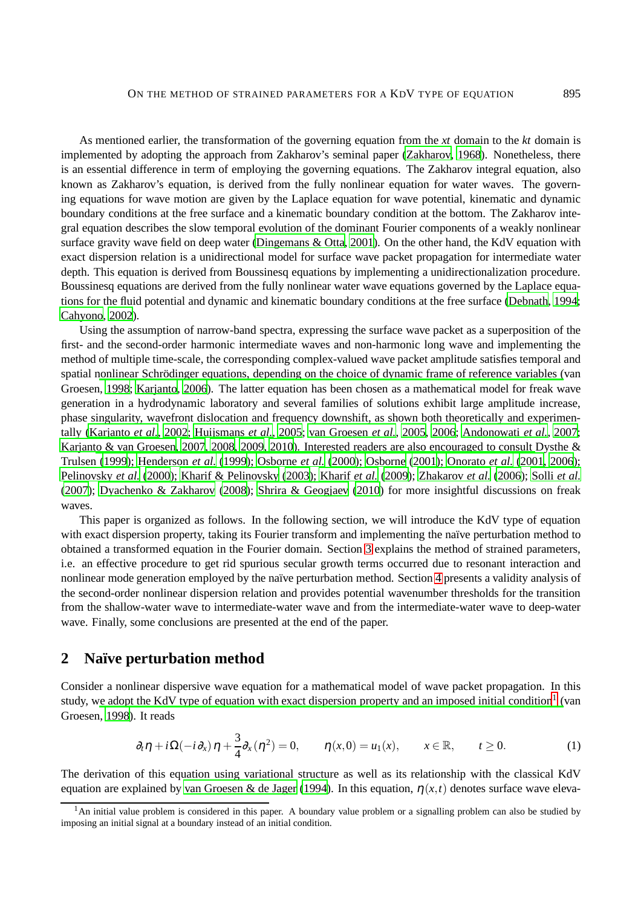As mentioned earlier, the transformation of the governing equation from the *xt* domain to the *kt* domain is implemented by adopting the approach from Zakharov's seminal paper (Zakharov, 1968). Nonetheless, there is an essential difference in term of employing the governing equations. The Zakharov integral equation, also known as Zakharov's equation, is derived from the fully nonlinear equation for water waves. The governing equations for wave motion are given by the Laplace equation for wave potential, kinematic and dynamic boundary conditions at the free surface and a kinematic boundary condition at the bottom. The Zakharov integral equation describes the slow temporal evolution of the dominant Fourier components of a weakly nonlinear surface gravity wave field on deep water (Dingemans & Otta, 2001). On the other hand, the KdV equation with exact dispersion relation is a unidirectional model for surface wave packet propagation for intermediate water depth. This equation is derived from Boussinesq equations by implementing a unidirectionalization procedure. Boussinesq equations are derived from the fully nonlinear water wave equations governed by the Laplace equations for the fluid potential and dynamic and kinematic boundary conditions at the free surface (Debnath, 1994; Cahyono, 2002).

Using the assumption of narrow-band spectra, expressing the surface wave packet as a superposition of the first- and the second-order harmonic intermediate waves and non-harmonic long wave and implementing the method of multiple time-scale, the corresponding complex-valued wave packet amplitude satisfies temporal and spatial nonlinear Schrödinger equations, depending on the choice of dynamic frame of reference variables (van Groesen, 1998; Karjanto, 2006). The latter equation has been chosen as a mathematical model for freak wave generation in a hydrodynamic laboratory and several families of solutions exhibit large amplitude increase, phase singularity, wavefront dislocation and frequency downshift, as shown both theoretically and experimentally (Karjanto *et al.*, 2002; Huijsmans *et al.*, 2005; van Groesen *et al.*, 2005, 2006; Andonowati *et al.*, 2007; Karjanto & van Groesen, 2007, 2008, 2009, 2010). Interested readers are also encouraged to consult Dysthe & Trulsen (1999); Henderson *et al.* (1999); Osborne *et al.* (2000); Osborne (2001); Onorato *et al.* (2001, 2006); Pelinovsky *et al.* (2000); Kharif & Pelinovsky (2003); Kharif *et al.* (2009); Zhakarov *et al.* (2006); Solli *et al.* (2007); Dyachenko & Zakharov (2008); Shrira & Geogjaev (2010) for more insightful discussions on freak waves.

This paper is organized as follows. In the following section, we will introduce the KdV type of equation with exact dispersion property, taking its Fourier transform and implementing the naïve perturbation method to obtained a transformed equation in the Fourier domain. Section 3 explains the method of strained parameters, i.e. an effective procedure to get rid spurious secular growth terms occurred due to resonant interaction and nonlinear mode generation employed by the naïve perturbation method. Section 4 presents a validity analysis of the second-order nonlinear dispersion relation and provides potential wavenumber thresholds for the transition from the shallow-water wave to intermediate-water wave and from the intermediate-water wave to deep-water wave. Finally, some conclusions are presented at the end of the paper.

## 2 Naïve perturbation method

Consider a nonlinear dispersive wave equation for a mathematical model of wave packet propagation. In this study, we adopt the KdV type of equation with exact dispersion property and an imposed initial condition[1] (van Groesen, 1998). It reads

$$\partial_t \eta + i\Omega(-i\partial_x)\,\eta + \frac{3}{4}\partial_x(\eta^2) = 0, \qquad \eta(x,0) = u_1(x), \qquad x \in \mathbb{R}, \qquad t \geq 0. \tag{1}$$

The derivation of this equation using variational structure as well as its relationship with the classical KdV equation are explained by van Groesen & de Jager (1994). In this equation, $\eta(x,t)$ denotes surface wave eleva-

[1] An initial value problem is considered in this paper. A boundary value problem or a signalling problem can also be studied by imposing an initial signal at a boundary instead of an initial condition.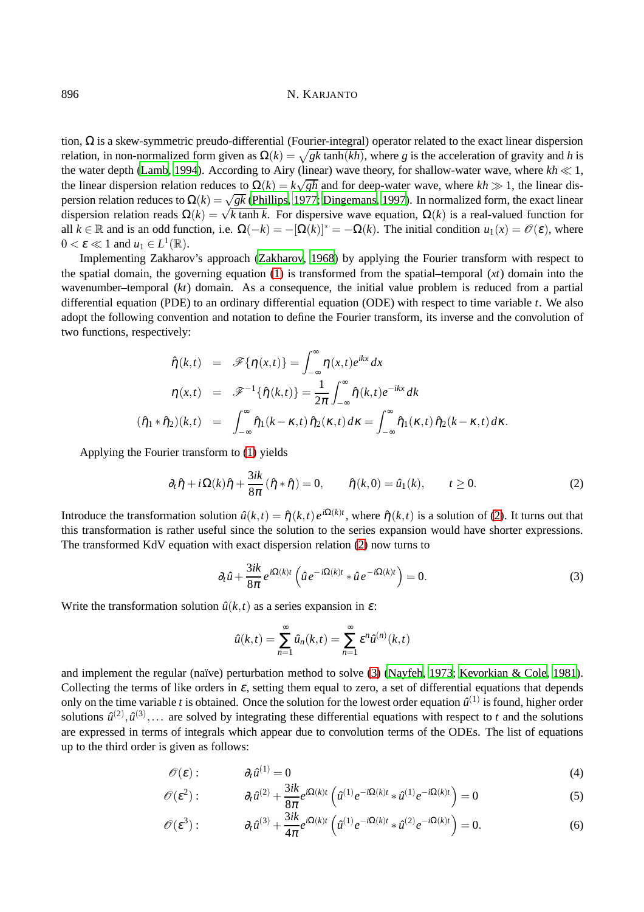tion, $\Omega$ is a skew-symmetric preudo-differential (Fourier-integral) operator related to the exact linear dispersion relation, in non-normalized form given as $\Omega(k) = \sqrt{gk\tanh(kh)}$, where $g$ is the acceleration of gravity and $h$ is the water depth (Lamb, 1994). According to Airy (linear) wave theory, for shallow-water wave, where $kh \ll 1$, the linear dispersion relation reduces to $\Omega(k) = k\sqrt{gh}$ and for deep-water wave, where $kh \gg 1$, the linear dispersion relation reduces to $\Omega(k) = \sqrt{gk}$ (Phillips, 1977; Dingemans, 1997). In normalized form, the exact linear dispersion relation reads $\Omega(k) = \sqrt{k\tanh k}$. For dispersive wave equation, $\Omega(k)$ is a real-valued function for all $k \in \mathbb{R}$ and is an odd function, i.e. $\Omega(-k) = -[\Omega(k)]^* = -\Omega(k)$. The initial condition $u_1(x) = \mathscr{O}(\varepsilon)$, where $0 < \varepsilon \ll 1$ and $u_1 \in L^1(\mathbb{R})$.

Implementing Zakharov's approach (Zakharov, 1968) by applying the Fourier transform with respect to the spatial domain, the governing equation (1) is transformed from the spatial–temporal ($xt$) domain into the wavenumber–temporal ($kt$) domain. As a consequence, the initial value problem is reduced from a partial differential equation (PDE) to an ordinary differential equation (ODE) with respect to time variable $t$. We also adopt the following convention and notation to define the Fourier transform, its inverse and the convolution of two functions, respectively:

$$
\begin{aligned}
\hat{\eta}(k,t) &= \mathscr{F}\{\eta(x,t)\} = \int_{-\infty}^{\infty} \eta(x,t)e^{ikx}\,dx \\
\eta(x,t) &= \mathscr{F}^{-1}\{\hat{\eta}(k,t)\} = \frac{1}{2\pi}\int_{-\infty}^{\infty} \hat{\eta}(k,t)e^{-ikx}\,dk \\
(\hat{\eta}_1 * \hat{\eta}_2)(k,t) &= \int_{-\infty}^{\infty} \hat{\eta}_1(k-\kappa,t)\,\hat{\eta}_2(\kappa,t)\,d\kappa = \int_{-\infty}^{\infty} \hat{\eta}_1(\kappa,t)\,\hat{\eta}_2(k-\kappa,t)\,d\kappa.
\end{aligned}
$$

Applying the Fourier transform to (1) yields

$$
\partial_t\hat{\eta} + i\Omega(k)\hat{\eta} + \frac{3ik}{8\pi}(\hat{\eta} * \hat{\eta}) = 0, \qquad \hat{\eta}(k,0) = \hat{u}_1(k), \qquad t \geq 0. \tag{2}
$$

Introduce the transformation solution $\hat{u}(k,t) = \hat{\eta}(k,t)\,e^{i\Omega(k)t}$, where $\hat{\eta}(k,t)$ is a solution of (2). It turns out that this transformation is rather useful since the solution to the series expansion would have shorter expressions. The transformed KdV equation with exact dispersion relation (2) now turns to

$$
\partial_t\hat{u} + \frac{3ik}{8\pi}e^{i\Omega(k)t}\left(\hat{u}\,e^{-i\Omega(k)t} * \hat{u}\,e^{-i\Omega(k)t}\right) = 0. \tag{3}
$$

Write the transformation solution $\hat{u}(k,t)$ as a series expansion in $\varepsilon$:

$$
\hat{u}(k,t) = \sum_{n=1}^{\infty}\hat{u}_n(k,t) = \sum_{n=1}^{\infty}\varepsilon^n\hat{u}^{(n)}(k,t)
$$

and implement the regular (naïve) perturbation method to solve (3) (Nayfeh, 1973; Kevorkian & Cole, 1981). Collecting the terms of like orders in $\varepsilon$, setting them equal to zero, a set of differential equations that depends only on the time variable $t$ is obtained. Once the solution for the lowest order equation $\hat{u}^{(1)}$ is found, higher order solutions $\hat{u}^{(2)}, \hat{u}^{(3)}, \ldots$ are solved by integrating these differential equations with respect to $t$ and the solutions are expressed in terms of integrals which appear due to convolution terms of the ODEs. The list of equations up to the third order is given as follows:

$$
\mathscr{O}(\varepsilon): \qquad \partial_t\hat{u}^{(1)} = 0 \tag{4}
$$

$$
\mathscr{O}(\varepsilon^2): \qquad \partial_t\hat{u}^{(2)} + \frac{3ik}{8\pi}e^{i\Omega(k)t}\left(\hat{u}^{(1)}e^{-i\Omega(k)t} * \hat{u}^{(1)}e^{-i\Omega(k)t}\right) = 0 \tag{5}
$$

$$
\mathscr{O}(\varepsilon^3): \qquad \partial_t\hat{u}^{(3)} + \frac{3ik}{4\pi}e^{i\Omega(k)t}\left(\hat{u}^{(1)}e^{-i\Omega(k)t} * \hat{u}^{(2)}e^{-i\Omega(k)t}\right) = 0. \tag{6}
$$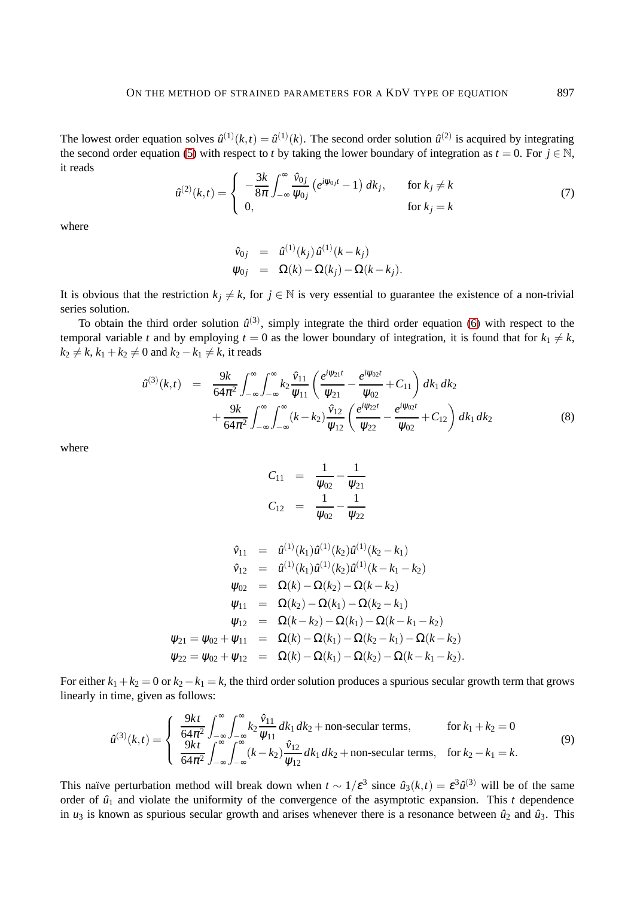The lowest order equation solves $\hat{u}^{(1)}(k,t) = \hat{u}^{(1)}(k)$. The second order solution $\hat{u}^{(2)}$ is acquired by integrating the second order equation (5) with respect to $t$ by taking the lower boundary of integration as $t = 0$. For $j \in \mathbb{N}$, it reads

$$
\hat{u}^{(2)}(k,t) = \begin{cases} -\dfrac{3k}{8\pi} \displaystyle\int_{-\infty}^{\infty} \frac{\hat{v}_{0j}}{\psi_{0j}} \left( e^{i\psi_{0j}t} - 1 \right) dk_j, & \text{for } k_j \neq k \\ 0, & \text{for } k_j = k \end{cases} \tag{7}
$$

where

$$
\begin{aligned}
\hat{v}_{0j} &= \hat{u}^{(1)}(k_j)\,\hat{u}^{(1)}(k - k_j) \\
\psi_{0j} &= \Omega(k) - \Omega(k_j) - \Omega(k - k_j).
\end{aligned}
$$

It is obvious that the restriction $k_j \neq k$, for $j \in \mathbb{N}$ is very essential to guarantee the existence of a non-trivial series solution.

To obtain the third order solution $\hat{u}^{(3)}$, simply integrate the third order equation (6) with respect to the temporal variable $t$ and by employing $t = 0$ as the lower boundary of integration, it is found that for $k_1 \neq k$, $k_2 \neq k$, $k_1 + k_2 \neq 0$ and $k_2 - k_1 \neq k$, it reads

$$
\begin{aligned}
\hat{u}^{(3)}(k,t) \;=\; & \frac{9k}{64\pi^2} \int_{-\infty}^{\infty}\int_{-\infty}^{\infty} k_2 \frac{\hat{v}_{11}}{\psi_{11}} \left( \frac{e^{i\psi_{21}t}}{\psi_{21}} - \frac{e^{i\psi_{02}t}}{\psi_{02}} + C_{11} \right) dk_1\, dk_2 \\
& + \frac{9k}{64\pi^2} \int_{-\infty}^{\infty}\int_{-\infty}^{\infty} (k - k_2) \frac{\hat{v}_{12}}{\psi_{12}} \left( \frac{e^{i\psi_{22}t}}{\psi_{22}} - \frac{e^{i\psi_{02}t}}{\psi_{02}} + C_{12} \right) dk_1\, dk_2
\end{aligned} \tag{8}
$$

where

$$
\begin{aligned}
C_{11} &= \frac{1}{\psi_{02}} - \frac{1}{\psi_{21}} \\
C_{12} &= \frac{1}{\psi_{02}} - \frac{1}{\psi_{22}}
\end{aligned}
$$

$$
\begin{aligned}
\hat{v}_{11} &= \hat{u}^{(1)}(k_1)\hat{u}^{(1)}(k_2)\hat{u}^{(1)}(k_2 - k_1) \\
\hat{v}_{12} &= \hat{u}^{(1)}(k_1)\hat{u}^{(1)}(k_2)\hat{u}^{(1)}(k - k_1 - k_2) \\
\psi_{02} &= \Omega(k) - \Omega(k_2) - \Omega(k - k_2) \\
\psi_{11} &= \Omega(k_2) - \Omega(k_1) - \Omega(k_2 - k_1) \\
\psi_{12} &= \Omega(k - k_2) - \Omega(k_1) - \Omega(k - k_1 - k_2) \\
\psi_{21} = \psi_{02} + \psi_{11} &= \Omega(k) - \Omega(k_1) - \Omega(k_2 - k_1) - \Omega(k - k_2) \\
\psi_{22} = \psi_{02} + \psi_{12} &= \Omega(k) - \Omega(k_1) - \Omega(k_2) - \Omega(k - k_1 - k_2).
\end{aligned}
$$

For either $k_1 + k_2 = 0$ or $k_2 - k_1 = k$, the third order solution produces a spurious secular growth term that grows linearly in time, given as follows:

$$
\hat{u}^{(3)}(k,t) = \begin{cases} \dfrac{9kt}{64\pi^2} \displaystyle\int_{-\infty}^{\infty}\int_{-\infty}^{\infty} k_2 \frac{\hat{v}_{11}}{\psi_{11}}\, dk_1\, dk_2 + \text{non-secular terms}, & \text{for } k_1 + k_2 = 0 \\ \dfrac{9kt}{64\pi^2} \displaystyle\int_{-\infty}^{\infty}\int_{-\infty}^{\infty} (k - k_2) \frac{\hat{v}_{12}}{\psi_{12}}\, dk_1\, dk_2 + \text{non-secular terms}, & \text{for } k_2 - k_1 = k. \end{cases} \tag{9}
$$

This naïve perturbation method will break down when $t \sim 1/\varepsilon^3$ since $\hat{u}_3(k,t) = \varepsilon^3 \hat{u}^{(3)}$ will be of the same order of $\hat{u}_1$ and violate the uniformity of the convergence of the asymptotic expansion. This $t$ dependence in $u_3$ is known as spurious secular growth and arises whenever there is a resonance between $\hat{u}_2$ and $\hat{u}_3$. This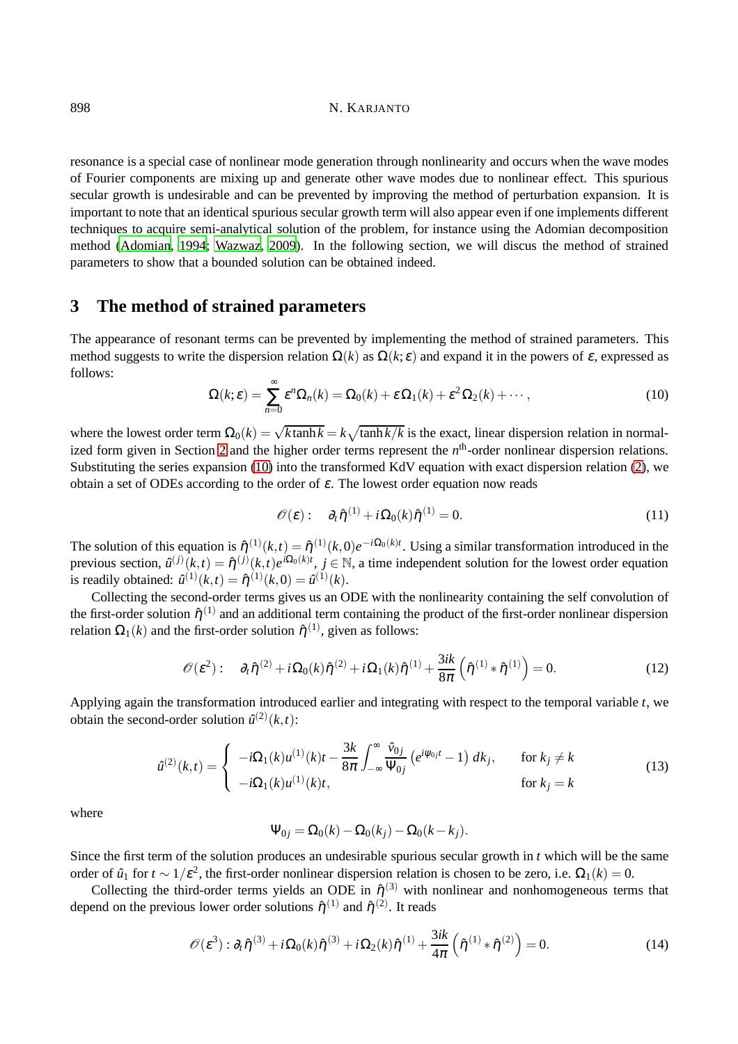resonance is a special case of nonlinear mode generation through nonlinearity and occurs when the wave modes of Fourier components are mixing up and generate other wave modes due to nonlinear effect. This spurious secular growth is undesirable and can be prevented by improving the method of perturbation expansion. It is important to note that an identical spurious secular growth term will also appear even if one implements different techniques to acquire semi-analytical solution of the problem, for instance using the Adomian decomposition method (Adomian, 1994; Wazwaz, 2009). In the following section, we will discus the method of strained parameters to show that a bounded solution can be obtained indeed.

## 3 The method of strained parameters

The appearance of resonant terms can be prevented by implementing the method of strained parameters. This method suggests to write the dispersion relation $\Omega(k)$ as $\Omega(k;\varepsilon)$ and expand it in the powers of $\varepsilon$, expressed as follows:

$$\Omega(k;\varepsilon) = \sum_{n=0}^{\infty} \varepsilon^n \Omega_n(k) = \Omega_0(k) + \varepsilon\Omega_1(k) + \varepsilon^2\Omega_2(k) + \cdots, \tag{10}$$

where the lowest order term $\Omega_0(k) = \sqrt{k\tanh k} = k\sqrt{\tanh k/k}$ is the exact, linear dispersion relation in normalized form given in Section 2 and the higher order terms represent the $n^{\text{th}}$-order nonlinear dispersion relations. Substituting the series expansion (10) into the transformed KdV equation with exact dispersion relation (2), we obtain a set of ODEs according to the order of $\varepsilon$. The lowest order equation now reads

$$\mathscr{O}(\varepsilon): \quad \partial_t \hat{\eta}^{(1)} + i\Omega_0(k)\hat{\eta}^{(1)} = 0. \tag{11}$$

The solution of this equation is $\hat{\eta}^{(1)}(k,t) = \hat{\eta}^{(1)}(k,0)e^{-i\Omega_0(k)t}$. Using a similar transformation introduced in the previous section, $\hat{u}^{(j)}(k,t) = \hat{\eta}^{(j)}(k,t)e^{i\Omega_0(k)t}$, $j \in \mathbb{N}$, a time independent solution for the lowest order equation is readily obtained: $\hat{u}^{(1)}(k,t) = \hat{\eta}^{(1)}(k,0) = \hat{u}^{(1)}(k)$.

Collecting the second-order terms gives us an ODE with the nonlinearity containing the self convolution of the first-order solution $\hat{\eta}^{(1)}$ and an additional term containing the product of the first-order nonlinear dispersion relation $\Omega_1(k)$ and the first-order solution $\hat{\eta}^{(1)}$, given as follows:

$$\mathscr{O}(\varepsilon^2): \quad \partial_t \hat{\eta}^{(2)} + i\Omega_0(k)\hat{\eta}^{(2)} + i\Omega_1(k)\hat{\eta}^{(1)} + \frac{3ik}{8\pi}\left(\hat{\eta}^{(1)} * \hat{\eta}^{(1)}\right) = 0. \tag{12}$$

Applying again the transformation introduced earlier and integrating with respect to the temporal variable $t$, we obtain the second-order solution $\hat{u}^{(2)}(k,t)$:

$$\hat{u}^{(2)}(k,t) = \begin{cases} -i\Omega_1(k)u^{(1)}(k)t - \dfrac{3k}{8\pi}\displaystyle\int_{-\infty}^{\infty} \frac{\hat{v}_{0j}}{\Psi_{0j}}\left(e^{i\psi_{0j}t} - 1\right)dk_j, & \text{for } k_j \neq k \\ -i\Omega_1(k)u^{(1)}(k)t, & \text{for } k_j = k \end{cases} \tag{13}$$

where

$$\Psi_{0j} = \Omega_0(k) - \Omega_0(k_j) - \Omega_0(k-k_j).$$

Since the first term of the solution produces an undesirable spurious secular growth in $t$ which will be the same order of $\hat{u}_1$ for $t \sim 1/\varepsilon^2$, the first-order nonlinear dispersion relation is chosen to be zero, i.e. $\Omega_1(k) = 0$.

Collecting the third-order terms yields an ODE in $\hat{\eta}^{(3)}$ with nonlinear and nonhomogeneous terms that depend on the previous lower order solutions $\hat{\eta}^{(1)}$ and $\hat{\eta}^{(2)}$. It reads

$$\mathscr{O}(\varepsilon^3): \partial_t \hat{\eta}^{(3)} + i\Omega_0(k)\hat{\eta}^{(3)} + i\Omega_2(k)\hat{\eta}^{(1)} + \frac{3ik}{4\pi}\left(\hat{\eta}^{(1)} * \hat{\eta}^{(2)}\right) = 0. \tag{14}$$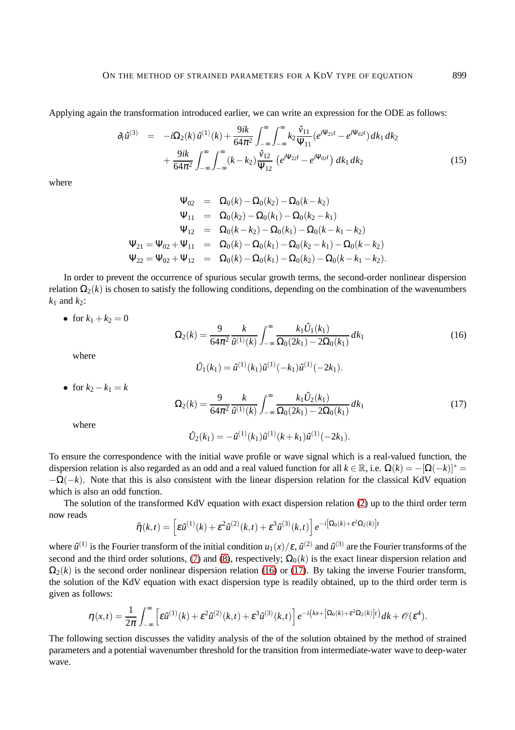Applying again the transformation introduced earlier, we can write an expression for the ODE as follows:

$$
\begin{aligned}
\partial_t \hat{u}^{(3)} \;&=\; -i\Omega_2(k)\,\hat{u}^{(1)}(k) + \frac{9ik}{64\pi^2}\int_{-\infty}^{\infty}\int_{-\infty}^{\infty} k_2 \frac{\hat{v}_{11}}{\Psi_{11}}\left(e^{i\Psi_{21}t} - e^{i\Psi_{02}t}\right) dk_1\, dk_2 \\
&\quad + \frac{9ik}{64\pi^2}\int_{-\infty}^{\infty}\int_{-\infty}^{\infty} (k-k_2)\frac{\hat{v}_{12}}{\Psi_{12}}\left(e^{i\Psi_{22}t} - e^{i\Psi_{02}t}\right) dk_1\, dk_2
\end{aligned} \tag{15}
$$

where

$$
\begin{aligned}
\Psi_{02} &= \Omega_0(k) - \Omega_0(k_2) - \Omega_0(k-k_2) \\
\Psi_{11} &= \Omega_0(k_2) - \Omega_0(k_1) - \Omega_0(k_2-k_1) \\
\Psi_{12} &= \Omega_0(k-k_2) - \Omega_0(k_1) - \Omega_0(k-k_1-k_2) \\
\Psi_{21} = \Psi_{02} + \Psi_{11} &= \Omega_0(k) - \Omega_0(k_1) - \Omega_0(k_2-k_1) - \Omega_0(k-k_2) \\
\Psi_{22} = \Psi_{02} + \Psi_{12} &= \Omega_0(k) - \Omega_0(k_1) - \Omega_0(k_2) - \Omega_0(k-k_1-k_2).
\end{aligned}
$$

In order to prevent the occurrence of spurious secular growth terms, the second-order nonlinear dispersion relation $\Omega_2(k)$ is chosen to satisfy the following conditions, depending on the combination of the wavenumbers $k_1$ and $k_2$:

- for $k_1 + k_2 = 0$

$$
\Omega_2(k) = \frac{9}{64\pi^2}\frac{k}{\hat{u}^{(1)}(k)}\int_{-\infty}^{\infty} \frac{k_1 \hat{U}_1(k_1)}{\Omega_0(2k_1) - 2\Omega_0(k_1)}\, dk_1 \tag{16}
$$

  where

$$
\hat{U}_1(k_1) = \hat{u}^{(1)}(k_1)\hat{u}^{(1)}(-k_1)\hat{u}^{(1)}(-2k_1).
$$

- for $k_2 - k_1 = k$

$$
\Omega_2(k) = \frac{9}{64\pi^2}\frac{k}{\hat{u}^{(1)}(k)}\int_{-\infty}^{\infty} \frac{k_1 \hat{U}_2(k_1)}{\Omega_0(2k_1) - 2\Omega_0(k_1)}\, dk_1 \tag{17}
$$

  where

$$
\hat{U}_2(k_1) = -\hat{u}^{(1)}(k_1)\hat{u}^{(1)}(k+k_1)\hat{u}^{(1)}(-2k_1).
$$

To ensure the correspondence with the initial wave profile or wave signal which is a real-valued function, the dispersion relation is also regarded as an odd and a real valued function for all $k \in \mathbb{R}$, i.e. $\Omega(k) = -[\Omega(-k)]^* = -\Omega(-k)$. Note that this is also consistent with the linear dispersion relation for the classical KdV equation which is also an odd function.

The solution of the transformed KdV equation with exact dispersion relation (2) up to the third order term now reads

$$
\hat{\eta}(k,t) = \left[\varepsilon \hat{u}^{(1)}(k) + \varepsilon^2 \hat{u}^{(2)}(k,t) + \varepsilon^3 \hat{u}^{(3)}(k,t)\right] e^{-i\left[\Omega_0(k) + \varepsilon^2\Omega_2(k)\right]t}
$$

where $\hat{u}^{(1)}$ is the Fourier transform of the initial condition $u_1(x)/\varepsilon$, $\hat{u}^{(2)}$ and $\hat{u}^{(3)}$ are the Fourier transforms of the second and the third order solutions, (7) and (8), respectively; $\Omega_0(k)$ is the exact linear dispersion relation and $\Omega_2(k)$ is the second order nonlinear dispersion relation (16) or (17). By taking the inverse Fourier transform, the solution of the KdV equation with exact dispersion type is readily obtained, up to the third order term is given as follows:

$$
\eta(x,t) = \frac{1}{2\pi}\int_{-\infty}^{\infty} \left[\varepsilon \hat{u}^{(1)}(k) + \varepsilon^2 \hat{u}^{(2)}(k,t) + \varepsilon^3 \hat{u}^{(3)}(k,t)\right] e^{-i\left(kx + \left[\Omega_0(k) + \varepsilon^2\Omega_2(k)\right]t\right)} dk + \mathscr{O}(\varepsilon^4).
$$

The following section discusses the validity analysis of the of the solution obtained by the method of strained parameters and a potential wavenumber threshold for the transition from intermediate-water wave to deep-water wave.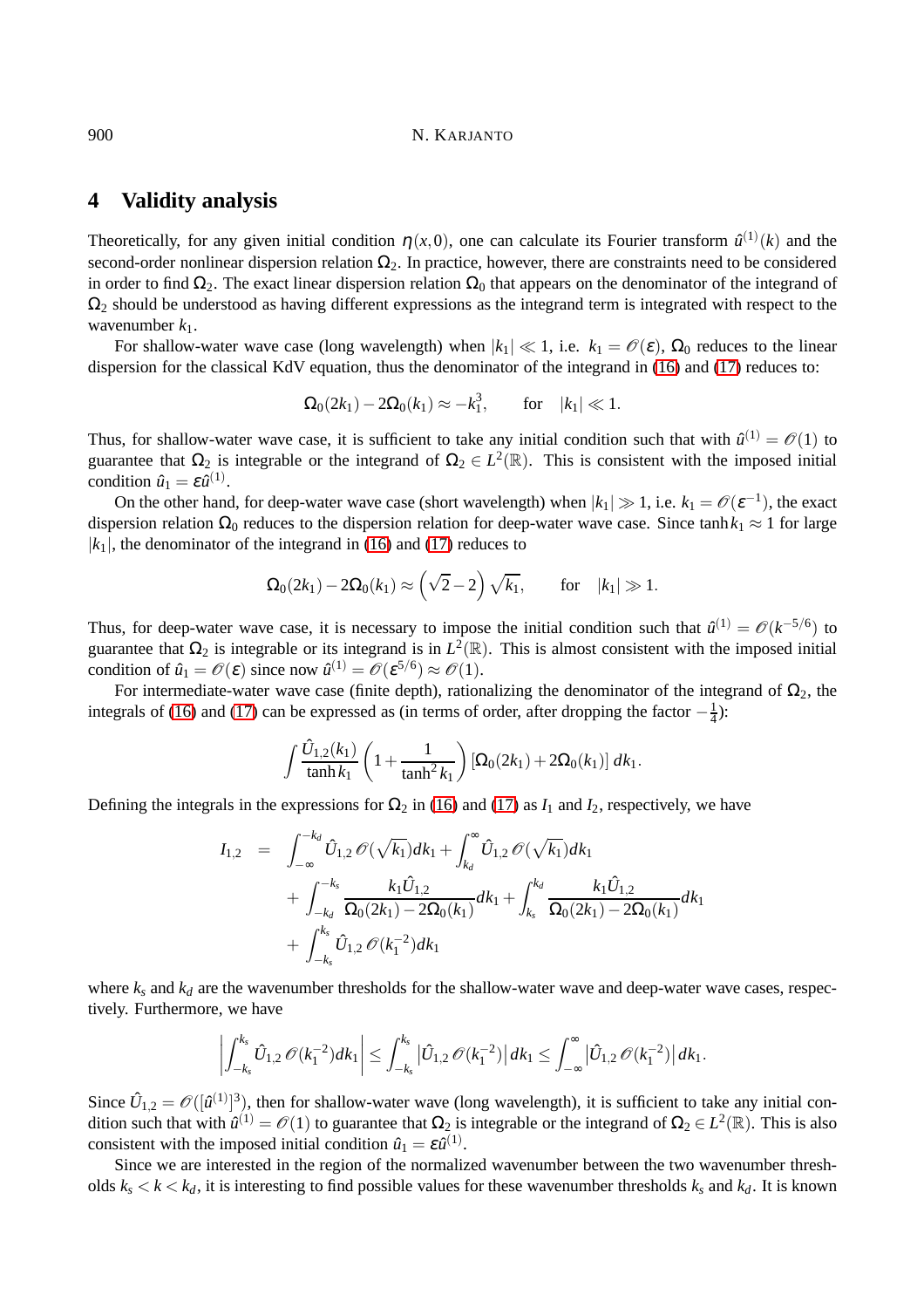## 4 Validity analysis

Theoretically, for any given initial condition $\eta(x,0)$, one can calculate its Fourier transform $\hat{u}^{(1)}(k)$ and the second-order nonlinear dispersion relation $\Omega_2$. In practice, however, there are constraints need to be considered in order to find $\Omega_2$. The exact linear dispersion relation $\Omega_0$ that appears on the denominator of the integrand of $\Omega_2$ should be understood as having different expressions as the integrand term is integrated with respect to the wavenumber $k_1$.

For shallow-water wave case (long wavelength) when $|k_1| \ll 1$, i.e. $k_1 = \mathscr{O}(\varepsilon)$, $\Omega_0$ reduces to the linear dispersion for the classical KdV equation, thus the denominator of the integrand in (16) and (17) reduces to:

$$\Omega_0(2k_1) - 2\Omega_0(k_1) \approx -k_1^3, \qquad \text{for} \quad |k_1| \ll 1.$$

Thus, for shallow-water wave case, it is sufficient to take any initial condition such that with $\hat{u}^{(1)} = \mathscr{O}(1)$ to guarantee that $\Omega_2$ is integrable or the integrand of $\Omega_2 \in L^2(\mathbb{R})$. This is consistent with the imposed initial condition $\hat{u}_1 = \varepsilon \hat{u}^{(1)}$.

On the other hand, for deep-water wave case (short wavelength) when $|k_1| \gg 1$, i.e. $k_1 = \mathscr{O}(\varepsilon^{-1})$, the exact dispersion relation $\Omega_0$ reduces to the dispersion relation for deep-water wave case. Since $\tanh k_1 \approx 1$ for large $|k_1|$, the denominator of the integrand in (16) and (17) reduces to

$$\Omega_0(2k_1) - 2\Omega_0(k_1) \approx \left(\sqrt{2} - 2\right)\sqrt{k_1}, \qquad \text{for} \quad |k_1| \gg 1.$$

Thus, for deep-water wave case, it is necessary to impose the initial condition such that $\hat{u}^{(1)} = \mathscr{O}(k^{-5/6})$ to guarantee that $\Omega_2$ is integrable or its integrand is in $L^2(\mathbb{R})$. This is almost consistent with the imposed initial condition of $\hat{u}_1 = \mathscr{O}(\varepsilon)$ since now $\hat{u}^{(1)} = \mathscr{O}(\varepsilon^{5/6}) \approx \mathscr{O}(1)$.

For intermediate-water wave case (finite depth), rationalizing the denominator of the integrand of $\Omega_2$, the integrals of (16) and (17) can be expressed as (in terms of order, after dropping the factor $-\frac{1}{4}$):

$$\int \frac{\hat{U}_{1,2}(k_1)}{\tanh k_1}\left(1 + \frac{1}{\tanh^2 k_1}\right)\left[\Omega_0(2k_1) + 2\Omega_0(k_1)\right]\, dk_1.$$

Defining the integrals in the expressions for $\Omega_2$ in (16) and (17) as $I_1$ and $I_2$, respectively, we have

$$\begin{aligned} I_{1,2} \;=\; & \int_{-\infty}^{-k_d} \hat{U}_{1,2}\, \mathscr{O}(\sqrt{k_1})\, dk_1 + \int_{k_d}^{\infty} \hat{U}_{1,2}\, \mathscr{O}(\sqrt{k_1})\, dk_1 \\ & + \int_{-k_d}^{-k_s} \frac{k_1 \hat{U}_{1,2}}{\Omega_0(2k_1) - 2\Omega_0(k_1)}\, dk_1 + \int_{k_s}^{k_d} \frac{k_1 \hat{U}_{1,2}}{\Omega_0(2k_1) - 2\Omega_0(k_1)}\, dk_1 \\ & + \int_{-k_s}^{k_s} \hat{U}_{1,2}\, \mathscr{O}(k_1^{-2})\, dk_1 \end{aligned}$$

where $k_s$ and $k_d$ are the wavenumber thresholds for the shallow-water wave and deep-water wave cases, respectively. Furthermore, we have

$$\left| \int_{-k_s}^{k_s} \hat{U}_{1,2}\, \mathscr{O}(k_1^{-2})\, dk_1 \right| \le \int_{-k_s}^{k_s} \left| \hat{U}_{1,2}\, \mathscr{O}(k_1^{-2}) \right| dk_1 \le \int_{-\infty}^{\infty} \left| \hat{U}_{1,2}\, \mathscr{O}(k_1^{-2}) \right| dk_1.$$

Since $\hat{U}_{1,2} = \mathscr{O}([\hat{u}^{(1)}]^3)$, then for shallow-water wave (long wavelength), it is sufficient to take any initial condition such that with $\hat{u}^{(1)} = \mathscr{O}(1)$ to guarantee that $\Omega_2$ is integrable or the integrand of $\Omega_2 \in L^2(\mathbb{R})$. This is also consistent with the imposed initial condition $\hat{u}_1 = \varepsilon \hat{u}^{(1)}$.

Since we are interested in the region of the normalized wavenumber between the two wavenumber thresholds $k_s < k < k_d$, it is interesting to find possible values for these wavenumber thresholds $k_s$ and $k_d$. It is known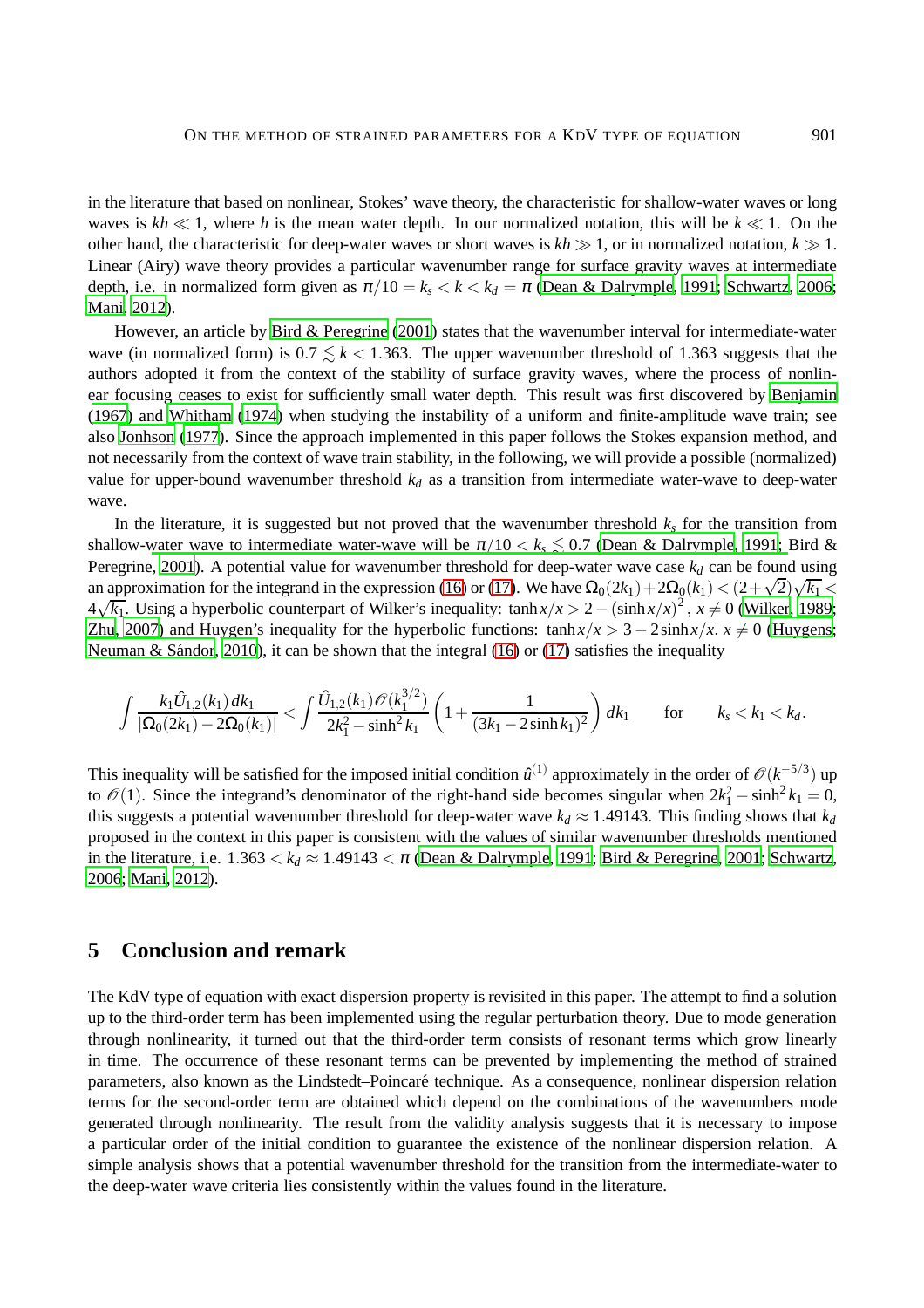in the literature that based on nonlinear, Stokes' wave theory, the characteristic for shallow-water waves or long waves is $kh \ll 1$, where $h$ is the mean water depth. In our normalized notation, this will be $k \ll 1$. On the other hand, the characteristic for deep-water waves or short waves is $kh \gg 1$, or in normalized notation, $k \gg 1$. Linear (Airy) wave theory provides a particular wavenumber range for surface gravity waves at intermediate depth, i.e. in normalized form given as $\pi/10 = k_s < k < k_d = \pi$ (Dean & Dalrymple, 1991; Schwartz, 2006; Mani, 2012).

However, an article by Bird & Peregrine (2001) states that the wavenumber interval for intermediate-water wave (in normalized form) is $0.7 \lesssim k < 1.363$. The upper wavenumber threshold of 1.363 suggests that the authors adopted it from the context of the stability of surface gravity waves, where the process of nonlinear focusing ceases to exist for sufficiently small water depth. This result was first discovered by Benjamin (1967) and Whitham (1974) when studying the instability of a uniform and finite-amplitude wave train; see also Jonhson (1977). Since the approach implemented in this paper follows the Stokes expansion method, and not necessarily from the context of wave train stability, in the following, we will provide a possible (normalized) value for upper-bound wavenumber threshold $k_d$ as a transition from intermediate water-wave to deep-water wave.

In the literature, it is suggested but not proved that the wavenumber threshold $k_s$ for the transition from shallow-water wave to intermediate water-wave will be $\pi/10 < k_s \lesssim 0.7$ (Dean & Dalrymple, 1991; Bird & Peregrine, 2001). A potential value for wavenumber threshold for deep-water wave case $k_d$ can be found using an approximation for the integrand in the expression (16) or (17). We have $\Omega_0(2k_1) + 2\Omega_0(k_1) < (2+\sqrt{2})\sqrt{k_1} < 4\sqrt{k_1}$. Using a hyperbolic counterpart of Wilker's inequality: $\tanh x/x > 2 - (\sinh x/x)^2$, $x \neq 0$ (Wilker, 1989; Zhu, 2007) and Huygen's inequality for the hyperbolic functions: $\tanh x/x > 3 - 2\sinh x/x$. $x \neq 0$ (Huygens; Neuman & Sándor, 2010), it can be shown that the integral (16) or (17) satisfies the inequality

$$\int \frac{k_1 \hat{U}_{1,2}(k_1)\, dk_1}{|\Omega_0(2k_1) - 2\Omega_0(k_1)|} < \int \frac{\hat{U}_{1,2}(k_1)\mathscr{O}(k_1^{3/2})}{2k_1^2 - \sinh^2 k_1}\left(1 + \frac{1}{(3k_1 - 2\sinh k_1)^2}\right) dk_1 \qquad \text{for} \qquad k_s < k_1 < k_d.$$

This inequality will be satisfied for the imposed initial condition $\hat{u}^{(1)}$ approximately in the order of $\mathscr{O}(k^{-5/3})$ up to $\mathscr{O}(1)$. Since the integrand's denominator of the right-hand side becomes singular when $2k_1^2 - \sinh^2 k_1 = 0$, this suggests a potential wavenumber threshold for deep-water wave $k_d \approx 1.49143$. This finding shows that $k_d$ proposed in the context in this paper is consistent with the values of similar wavenumber thresholds mentioned in the literature, i.e. $1.363 < k_d \approx 1.49143 < \pi$ (Dean & Dalrymple, 1991; Bird & Peregrine, 2001; Schwartz, 2006; Mani, 2012).

## 5 Conclusion and remark

The KdV type of equation with exact dispersion property is revisited in this paper. The attempt to find a solution up to the third-order term has been implemented using the regular perturbation theory. Due to mode generation through nonlinearity, it turned out that the third-order term consists of resonant terms which grow linearly in time. The occurrence of these resonant terms can be prevented by implementing the method of strained parameters, also known as the Lindstedt–Poincaré technique. As a consequence, nonlinear dispersion relation terms for the second-order term are obtained which depend on the combinations of the wavenumbers mode generated through nonlinearity. The result from the validity analysis suggests that it is necessary to impose a particular order of the initial condition to guarantee the existence of the nonlinear dispersion relation. A simple analysis shows that a potential wavenumber threshold for the transition from the intermediate-water to the deep-water wave criteria lies consistently within the values found in the literature.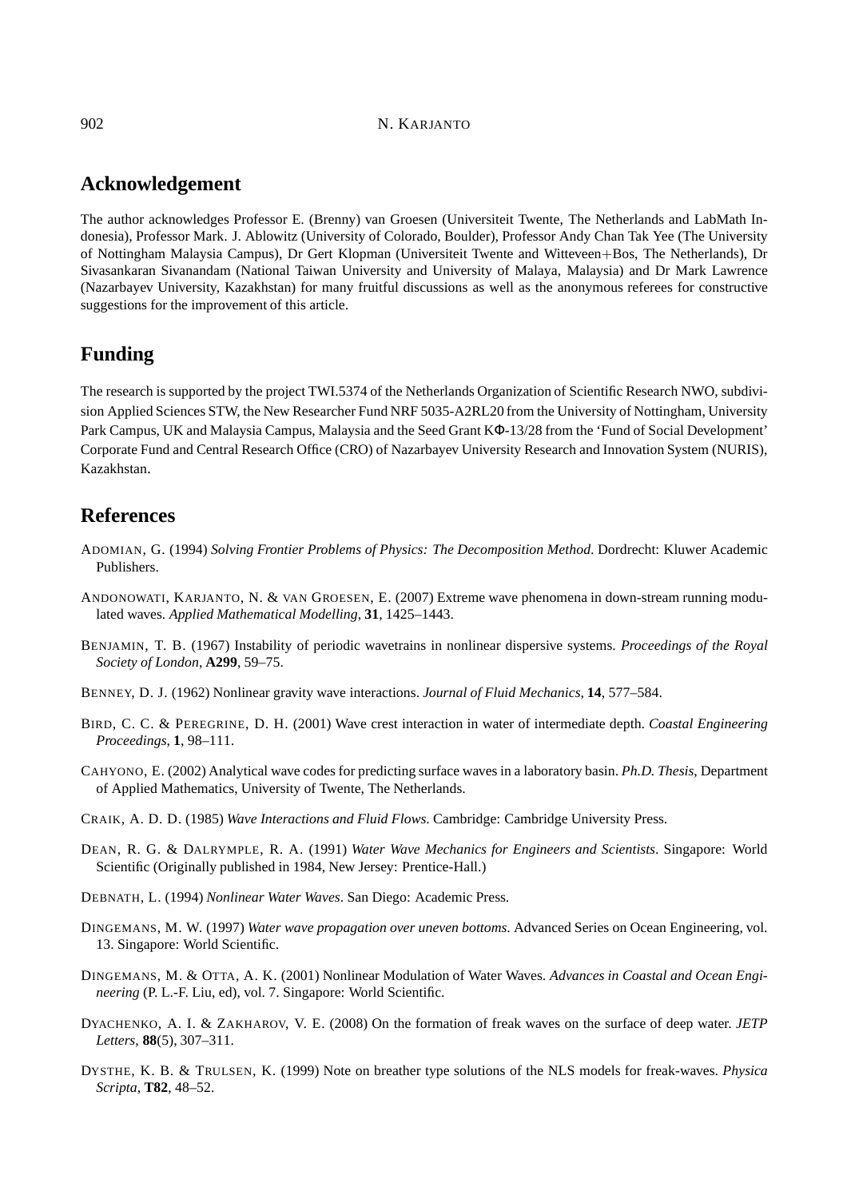## Acknowledgement

The author acknowledges Professor E. (Brenny) van Groesen (Universiteit Twente, The Netherlands and LabMath Indonesia), Professor Mark. J. Ablowitz (University of Colorado, Boulder), Professor Andy Chan Tak Yee (The University of Nottingham Malaysia Campus), Dr Gert Klopman (Universiteit Twente and Witteveen+Bos, The Netherlands), Dr Sivasankaran Sivanandam (National Taiwan University and University of Malaya, Malaysia) and Dr Mark Lawrence (Nazarbayev University, Kazakhstan) for many fruitful discussions as well as the anonymous referees for constructive suggestions for the improvement of this article.

## Funding

The research is supported by the project TWI.5374 of the Netherlands Organization of Scientific Research NWO, subdivision Applied Sciences STW, the New Researcher Fund NRF 5035-A2RL20 from the University of Nottingham, University Park Campus, UK and Malaysia Campus, Malaysia and the Seed Grant KΦ-13/28 from the 'Fund of Social Development' Corporate Fund and Central Research Office (CRO) of Nazarbayev University Research and Innovation System (NURIS), Kazakhstan.

## References

ADOMIAN, G. (1994) *Solving Frontier Problems of Physics: The Decomposition Method*. Dordrecht: Kluwer Academic Publishers.

ANDONOWATI, KARJANTO, N. & VAN GROESEN, E. (2007) Extreme wave phenomena in down-stream running modulated waves. *Applied Mathematical Modelling*, **31**, 1425–1443.

BENJAMIN, T. B. (1967) Instability of periodic wavetrains in nonlinear dispersive systems. *Proceedings of the Royal Society of London*, **A299**, 59–75.

BENNEY, D. J. (1962) Nonlinear gravity wave interactions. *Journal of Fluid Mechanics*, **14**, 577–584.

BIRD, C. C. & PEREGRINE, D. H. (2001) Wave crest interaction in water of intermediate depth. *Coastal Engineering Proceedings*, **1**, 98–111.

CAHYONO, E. (2002) Analytical wave codes for predicting surface waves in a laboratory basin. *Ph.D. Thesis*, Department of Applied Mathematics, University of Twente, The Netherlands.

CRAIK, A. D. D. (1985) *Wave Interactions and Fluid Flows*. Cambridge: Cambridge University Press.

DEAN, R. G. & DALRYMPLE, R. A. (1991) *Water Wave Mechanics for Engineers and Scientists*. Singapore: World Scientific (Originally published in 1984, New Jersey: Prentice-Hall.)

DEBNATH, L. (1994) *Nonlinear Water Waves*. San Diego: Academic Press.

DINGEMANS, M. W. (1997) *Water wave propagation over uneven bottoms.* Advanced Series on Ocean Engineering, vol. 13. Singapore: World Scientific.

DINGEMANS, M. & OTTA, A. K. (2001) Nonlinear Modulation of Water Waves. *Advances in Coastal and Ocean Engineering* (P. L.-F. Liu, ed), vol. 7. Singapore: World Scientific.

DYACHENKO, A. I. & ZAKHAROV, V. E. (2008) On the formation of freak waves on the surface of deep water. *JETP Letters*, **88**(5), 307–311.

DYSTHE, K. B. & TRULSEN, K. (1999) Note on breather type solutions of the NLS models for freak-waves. *Physica Scripta*, **T82**, 48–52.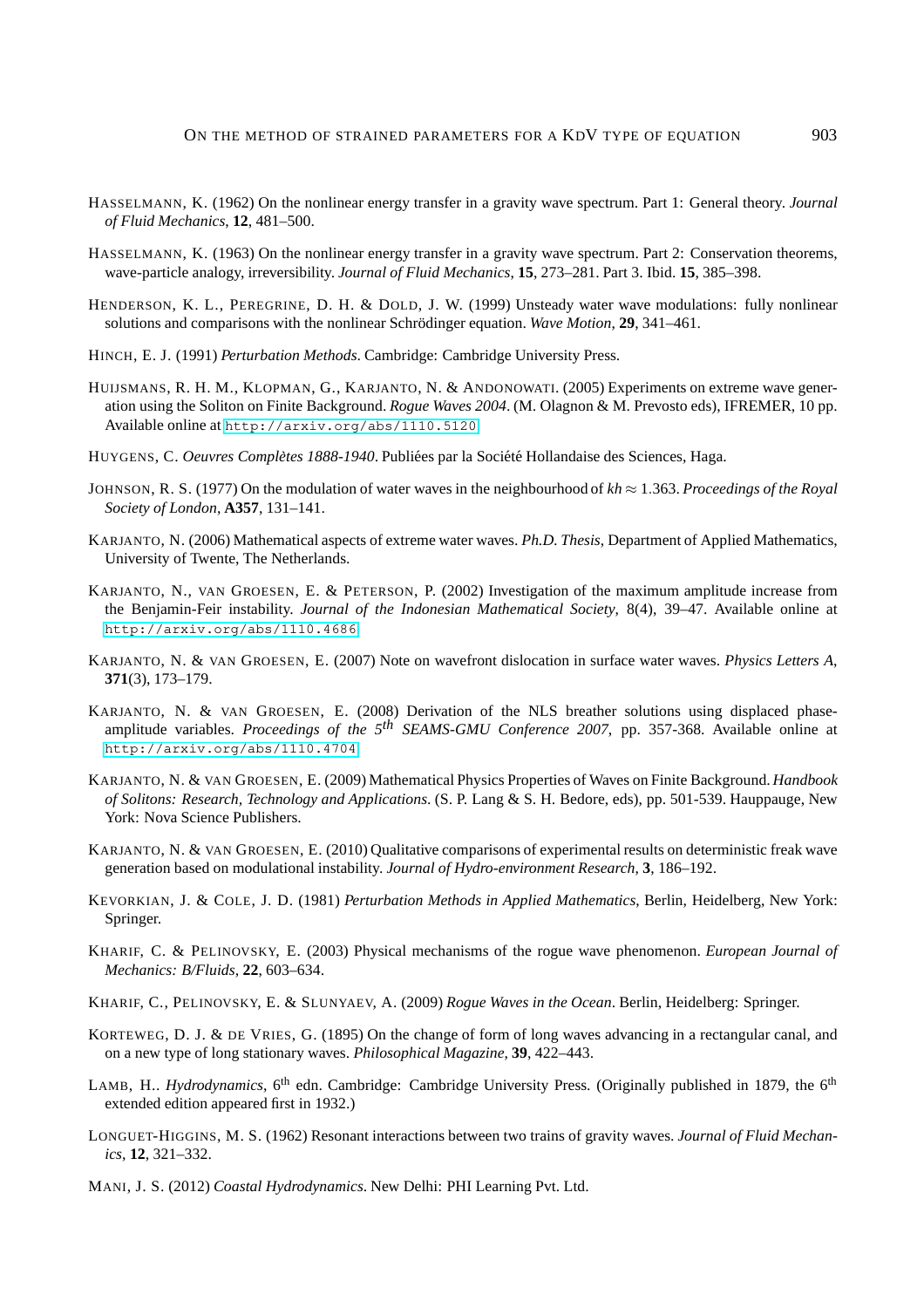HASSELMANN, K. (1962) On the nonlinear energy transfer in a gravity wave spectrum. Part 1: General theory. *Journal of Fluid Mechanics*, **12**, 481–500.

HASSELMANN, K. (1963) On the nonlinear energy transfer in a gravity wave spectrum. Part 2: Conservation theorems, wave-particle analogy, irreversibility. *Journal of Fluid Mechanics*, **15**, 273–281. Part 3. Ibid. **15**, 385–398.

HENDERSON, K. L., PEREGRINE, D. H. & DOLD, J. W. (1999) Unsteady water wave modulations: fully nonlinear solutions and comparisons with the nonlinear Schrödinger equation. *Wave Motion*, **29**, 341–461.

HINCH, E. J. (1991) *Perturbation Methods*. Cambridge: Cambridge University Press.

HUIJSMANS, R. H. M., KLOPMAN, G., KARJANTO, N. & ANDONOWATI. (2005) Experiments on extreme wave generation using the Soliton on Finite Background. *Rogue Waves 2004*. (M. Olagnon & M. Prevosto eds), IFREMER, 10 pp. Available online at http://arxiv.org/abs/1110.5120

HUYGENS, C. *Oeuvres Complètes 1888-1940*. Publiées par la Société Hollandaise des Sciences, Haga.

JOHNSON, R. S. (1977) On the modulation of water waves in the neighbourhood of $kh \approx 1.363$. *Proceedings of the Royal Society of London*, **A357**, 131–141.

KARJANTO, N. (2006) Mathematical aspects of extreme water waves. *Ph.D. Thesis*, Department of Applied Mathematics, University of Twente, The Netherlands.

KARJANTO, N., VAN GROESEN, E. & PETERSON, P. (2002) Investigation of the maximum amplitude increase from the Benjamin-Feir instability. *Journal of the Indonesian Mathematical Society*, 8(4), 39–47. Available online at http://arxiv.org/abs/1110.4686

KARJANTO, N. & VAN GROESEN, E. (2007) Note on wavefront dislocation in surface water waves. *Physics Letters A*, **371**(3), 173–179.

KARJANTO, N. & VAN GROESEN, E. (2008) Derivation of the NLS breather solutions using displaced phase-amplitude variables. *Proceedings of the 5$^{th}$ SEAMS-GMU Conference 2007*, pp. 357-368. Available online at http://arxiv.org/abs/1110.4704

KARJANTO, N. & VAN GROESEN, E. (2009) Mathematical Physics Properties of Waves on Finite Background. *Handbook of Solitons: Research, Technology and Applications*. (S. P. Lang & S. H. Bedore, eds), pp. 501-539. Hauppauge, New York: Nova Science Publishers.

KARJANTO, N. & VAN GROESEN, E. (2010) Qualitative comparisons of experimental results on deterministic freak wave generation based on modulational instability. *Journal of Hydro-environment Research*, **3**, 186–192.

KEVORKIAN, J. & COLE, J. D. (1981) *Perturbation Methods in Applied Mathematics*, Berlin, Heidelberg, New York: Springer.

KHARIF, C. & PELINOVSKY, E. (2003) Physical mechanisms of the rogue wave phenomenon. *European Journal of Mechanics: B/Fluids*, **22**, 603–634.

KHARIF, C., PELINOVSKY, E. & SLUNYAEV, A. (2009) *Rogue Waves in the Ocean*. Berlin, Heidelberg: Springer.

KORTEWEG, D. J. & DE VRIES, G. (1895) On the change of form of long waves advancing in a rectangular canal, and on a new type of long stationary waves. *Philosophical Magazine*, **39**, 422–443.

LAMB, H.. *Hydrodynamics*, 6$^{th}$ edn. Cambridge: Cambridge University Press. (Originally published in 1879, the 6$^{th}$ extended edition appeared first in 1932.)

LONGUET-HIGGINS, M. S. (1962) Resonant interactions between two trains of gravity waves. *Journal of Fluid Mechanics*, **12**, 321–332.

MANI, J. S. (2012) *Coastal Hydrodynamics*. New Delhi: PHI Learning Pvt. Ltd.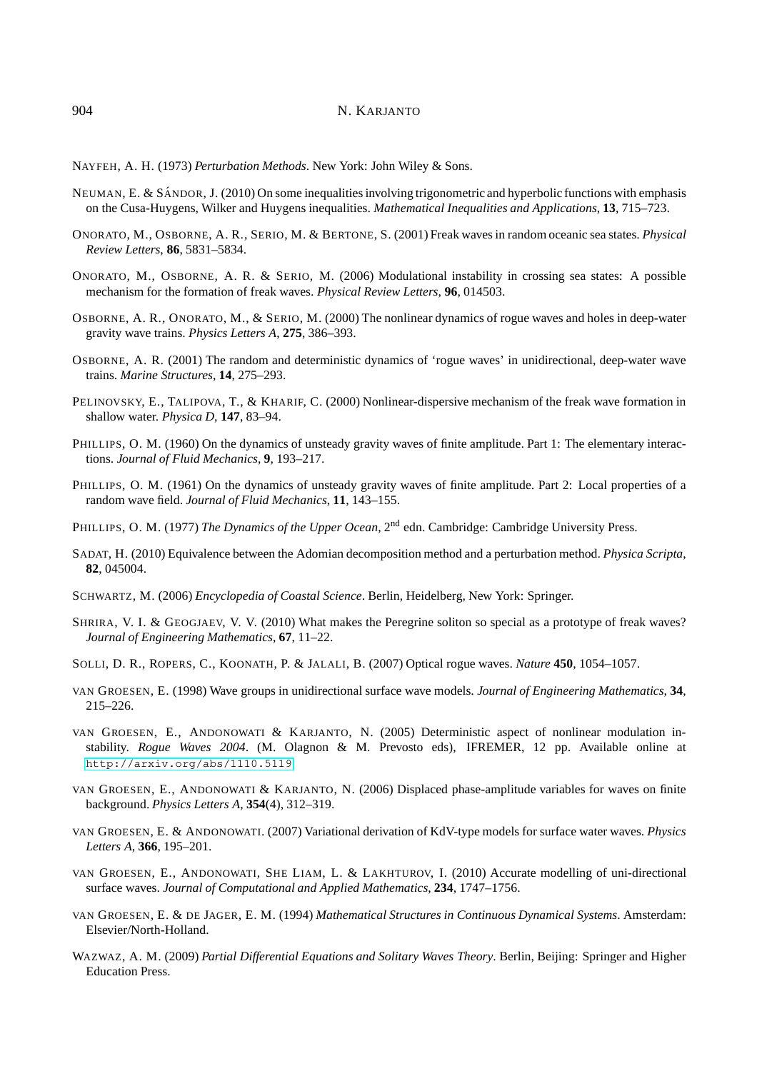NAYFEH, A. H. (1973) *Perturbation Methods*. New York: John Wiley & Sons.

NEUMAN, E. & SÁNDOR, J. (2010) On some inequalities involving trigonometric and hyperbolic functions with emphasis on the Cusa-Huygens, Wilker and Huygens inequalities. *Mathematical Inequalities and Applications*, **13**, 715–723.

ONORATO, M., OSBORNE, A. R., SERIO, M. & BERTONE, S. (2001) Freak waves in random oceanic sea states. *Physical Review Letters*, **86**, 5831–5834.

ONORATO, M., OSBORNE, A. R. & SERIO, M. (2006) Modulational instability in crossing sea states: A possible mechanism for the formation of freak waves. *Physical Review Letters*, **96**, 014503.

OSBORNE, A. R., ONORATO, M., & SERIO, M. (2000) The nonlinear dynamics of rogue waves and holes in deep-water gravity wave trains. *Physics Letters A*, **275**, 386–393.

OSBORNE, A. R. (2001) The random and deterministic dynamics of 'rogue waves' in unidirectional, deep-water wave trains. *Marine Structures*, **14**, 275–293.

PELINOVSKY, E., TALIPOVA, T., & KHARIF, C. (2000) Nonlinear-dispersive mechanism of the freak wave formation in shallow water. *Physica D*, **147**, 83–94.

PHILLIPS, O. M. (1960) On the dynamics of unsteady gravity waves of finite amplitude. Part 1: The elementary interactions. *Journal of Fluid Mechanics*, **9**, 193–217.

PHILLIPS, O. M. (1961) On the dynamics of unsteady gravity waves of finite amplitude. Part 2: Local properties of a random wave field. *Journal of Fluid Mechanics*, **11**, 143–155.

PHILLIPS, O. M. (1977) *The Dynamics of the Upper Ocean*, 2nd edn. Cambridge: Cambridge University Press.

SADAT, H. (2010) Equivalence between the Adomian decomposition method and a perturbation method. *Physica Scripta*, **82**, 045004.

SCHWARTZ, M. (2006) *Encyclopedia of Coastal Science*. Berlin, Heidelberg, New York: Springer.

SHRIRA, V. I. & GEOGJAEV, V. V. (2010) What makes the Peregrine soliton so special as a prototype of freak waves? *Journal of Engineering Mathematics*, **67**, 11–22.

SOLLI, D. R., ROPERS, C., KOONATH, P. & JALALI, B. (2007) Optical rogue waves. *Nature* **450**, 1054–1057.

VAN GROESEN, E. (1998) Wave groups in unidirectional surface wave models. *Journal of Engineering Mathematics*, **34**, 215–226.

VAN GROESEN, E., ANDONOWATI & KARJANTO, N. (2005) Deterministic aspect of nonlinear modulation instability. *Rogue Waves 2004*. (M. Olagnon & M. Prevosto eds), IFREMER, 12 pp. Available online at http://arxiv.org/abs/1110.5119

VAN GROESEN, E., ANDONOWATI & KARJANTO, N. (2006) Displaced phase-amplitude variables for waves on finite background. *Physics Letters A*, **354**(4), 312–319.

VAN GROESEN, E. & ANDONOWATI. (2007) Variational derivation of KdV-type models for surface water waves. *Physics Letters A*, **366**, 195–201.

VAN GROESEN, E., ANDONOWATI, SHE LIAM, L. & LAKHTUROV, I. (2010) Accurate modelling of uni-directional surface waves. *Journal of Computational and Applied Mathematics*, **234**, 1747–1756.

VAN GROESEN, E. & DE JAGER, E. M. (1994) *Mathematical Structures in Continuous Dynamical Systems*. Amsterdam: Elsevier/North-Holland.

WAZWAZ, A. M. (2009) *Partial Differential Equations and Solitary Waves Theory*. Berlin, Beijing: Springer and Higher Education Press.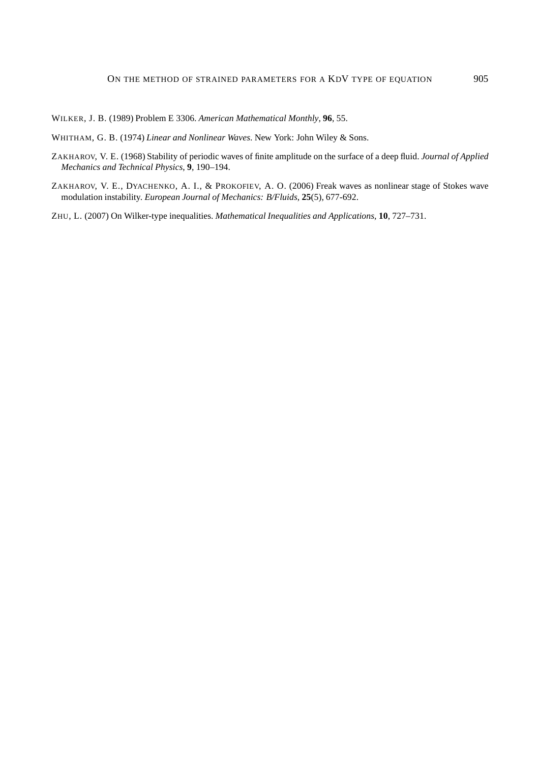WILKER, J. B. (1989) Problem E 3306. *American Mathematical Monthly*, **96**, 55.

WHITHAM, G. B. (1974) *Linear and Nonlinear Waves*. New York: John Wiley & Sons.

ZAKHAROV, V. E. (1968) Stability of periodic waves of finite amplitude on the surface of a deep fluid. *Journal of Applied Mechanics and Technical Physics*, **9**, 190–194.

ZAKHAROV, V. E., DYACHENKO, A. I., & PROKOFIEV, A. O. (2006) Freak waves as nonlinear stage of Stokes wave modulation instability. *European Journal of Mechanics: B/Fluids*, **25**(5), 677-692.

ZHU, L. (2007) On Wilker-type inequalities. *Mathematical Inequalities and Applications*, **10**, 727–731.